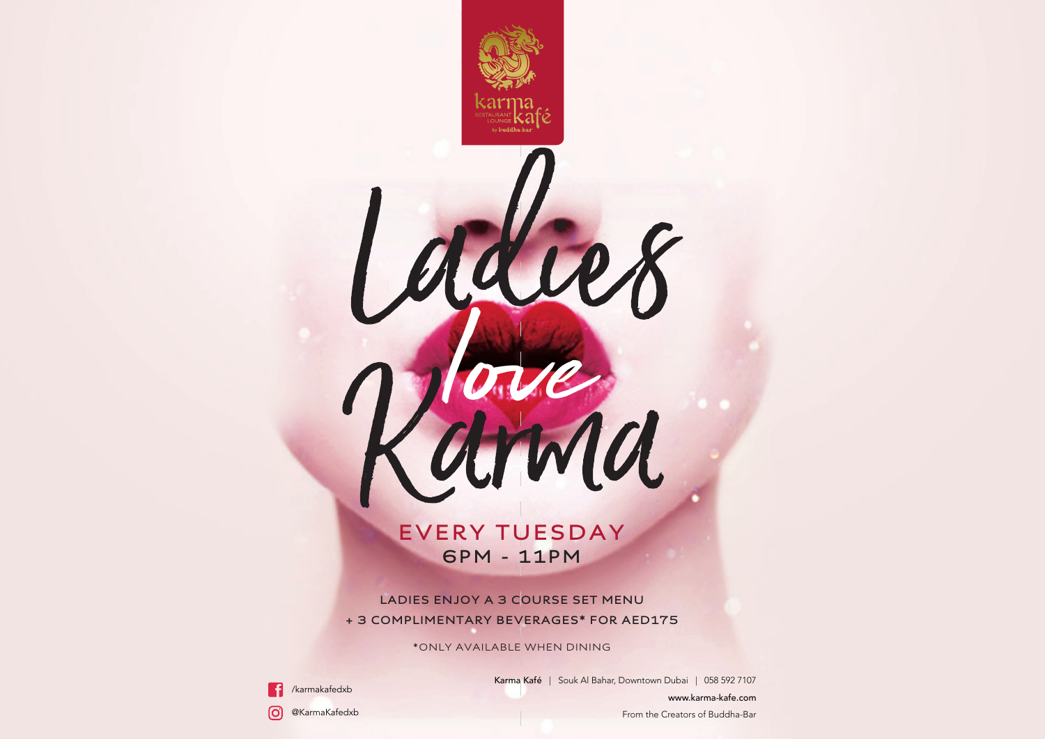karma kafé
RESTAURANT LOUNGE
by buddha-bar

# Ladies love Karma

## EVERY TUESDAY
## 6PM - 11PM

LADIES ENJOY A 3 COURSE SET MENU
+ 3 COMPLIMENTARY BEVERAGES* FOR AED175

*ONLY AVAILABLE WHEN DINING

/karmakafedxb

@KarmaKafedxb

**Karma Kafé** | Souk Al Bahar, Downtown Dubai | 058 592 7107

www.karma-kafe.com

From the Creators of Buddha-Bar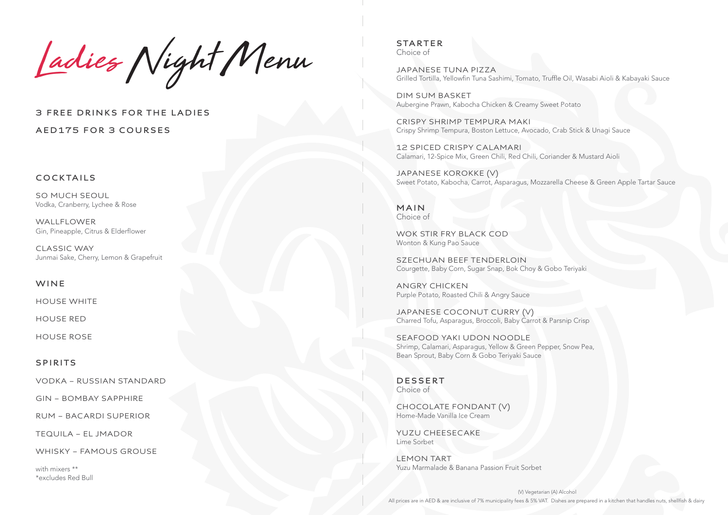# Ladies Night Menu

## 3 FREE DRINKS FOR THE LADIES

## AED175 FOR 3 COURSES

### COCKTAILS

SO MUCH SEOUL
Vodka, Cranberry, Lychee & Rose

WALLFLOWER
Gin, Pineapple, Citrus & Elderflower

CLASSIC WAY
Junmai Sake, Cherry, Lemon & Grapefruit

### WINE

HOUSE WHITE

HOUSE RED

HOUSE ROSE

### SPIRITS

VODKA – RUSSIAN STANDARD

GIN – BOMBAY SAPPHIRE

RUM – BACARDI SUPERIOR

TEQUILA – EL JMADOR

WHISKY – FAMOUS GROUSE

with mixers **
*excludes Red Bull

### STARTER
Choice of

JAPANESE TUNA PIZZA
Grilled Tortilla, Yellowfin Tuna Sashimi, Tomato, Truffle Oil, Wasabi Aioli & Kabayaki Sauce

DIM SUM BASKET
Aubergine Prawn, Kabocha Chicken & Creamy Sweet Potato

CRISPY SHRIMP TEMPURA MAKI
Crispy Shrimp Tempura, Boston Lettuce, Avocado, Crab Stick & Unagi Sauce

12 SPICED CRISPY CALAMARI
Calamari, 12-Spice Mix, Green Chili, Red Chili, Coriander & Mustard Aioli

JAPANESE KOROKKE (V)
Sweet Potato, Kabocha, Carrot, Asparagus, Mozzarella Cheese & Green Apple Tartar Sauce

### MAIN
Choice of

WOK STIR FRY BLACK COD
Wonton & Kung Pao Sauce

SZECHUAN BEEF TENDERLOIN
Courgette, Baby Corn, Sugar Snap, Bok Choy & Gobo Teriyaki

ANGRY CHICKEN
Purple Potato, Roasted Chili & Angry Sauce

JAPANESE COCONUT CURRY (V)
Charred Tofu, Asparagus, Broccoli, Baby Carrot & Parsnip Crisp

SEAFOOD YAKI UDON NOODLE
Shrimp, Calamari, Asparagus, Yellow & Green Pepper, Snow Pea, Bean Sprout, Baby Corn & Gobo Teriyaki Sauce

### DESSERT
Choice of

CHOCOLATE FONDANT (V)
Home-Made Vanilla Ice Cream

YUZU CHEESECAKE
Lime Sorbet

LEMON TART
Yuzu Marmalade & Banana Passion Fruit Sorbet

(V) Vegetarian (A) Alcohol

All prices are in AED & are inclusive of 7% municipality fees & 5% VAT. Dishes are prepared in a kitchen that handles nuts, shellfish & dairy